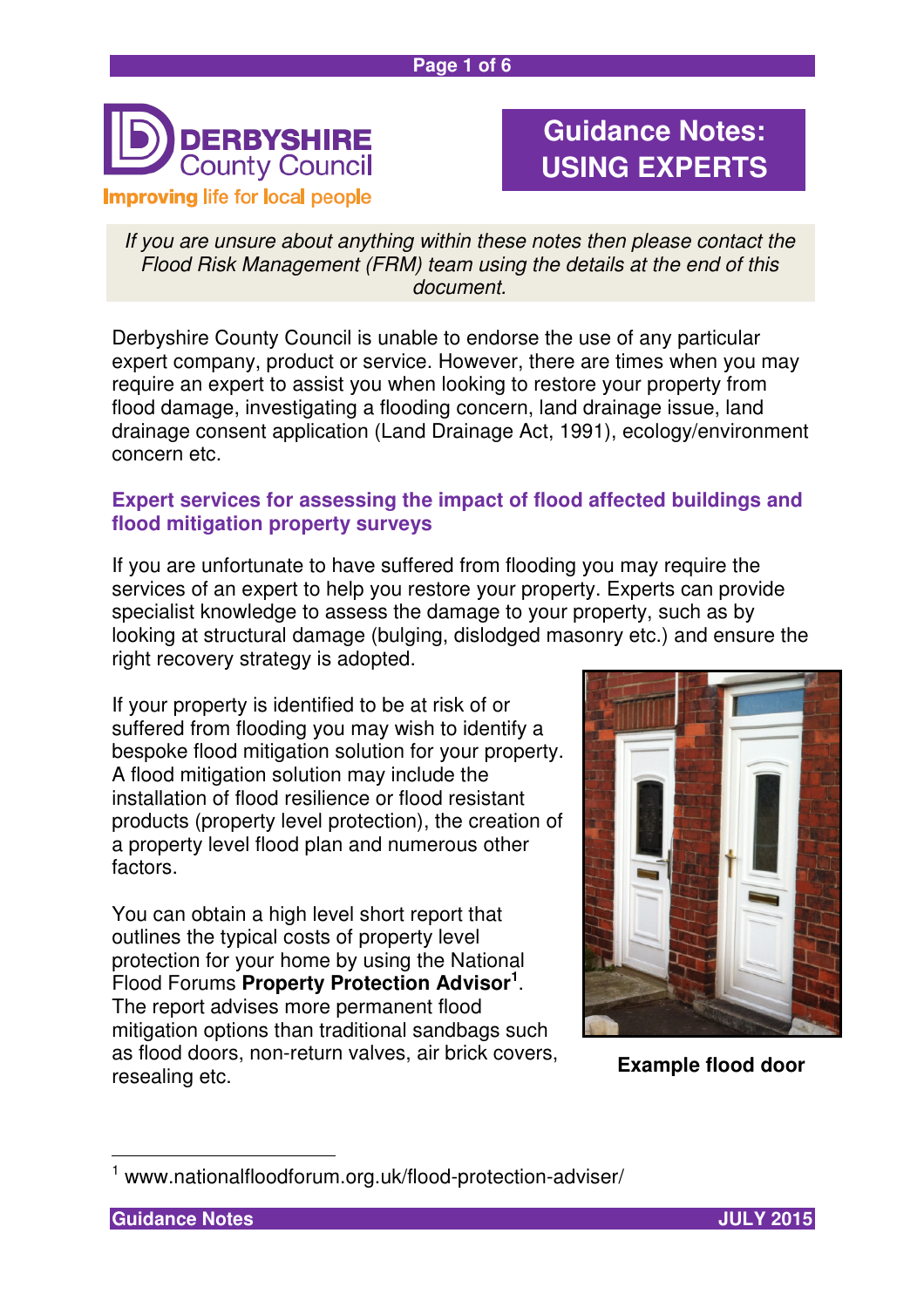Derbyshire County Council

Improving life for local people

# Guidance Notes: USING EXPERTS

*If you are unsure about anything within these notes then please contact the Flood Risk Management (FRM) team using the details at the end of this document.*

Derbyshire County Council is unable to endorse the use of any particular expert company, product or service. However, there are times when you may require an expert to assist you when looking to restore your property from flood damage, investigating a flooding concern, land drainage issue, land drainage consent application (Land Drainage Act, 1991), ecology/environment concern etc.

## Expert services for assessing the impact of flood affected buildings and flood mitigation property surveys

If you are unfortunate to have suffered from flooding you may require the services of an expert to help you restore your property. Experts can provide specialist knowledge to assess the damage to your property, such as by looking at structural damage (bulging, dislodged masonry etc.) and ensure the right recovery strategy is adopted.

If your property is identified to be at risk of or suffered from flooding you may wish to identify a bespoke flood mitigation solution for your property. A flood mitigation solution may include the installation of flood resilience or flood resistant products (property level protection), the creation of a property level flood plan and numerous other factors.

You can obtain a high level short report that outlines the typical costs of property level protection for your home by using the National Flood Forums **Property Protection Advisor**[1]. The report advises more permanent flood mitigation options than traditional sandbags such as flood doors, non-return valves, air brick covers, resealing etc.

**Example flood door**

[1] www.nationalfloodforum.org.uk/flood-protection-adviser/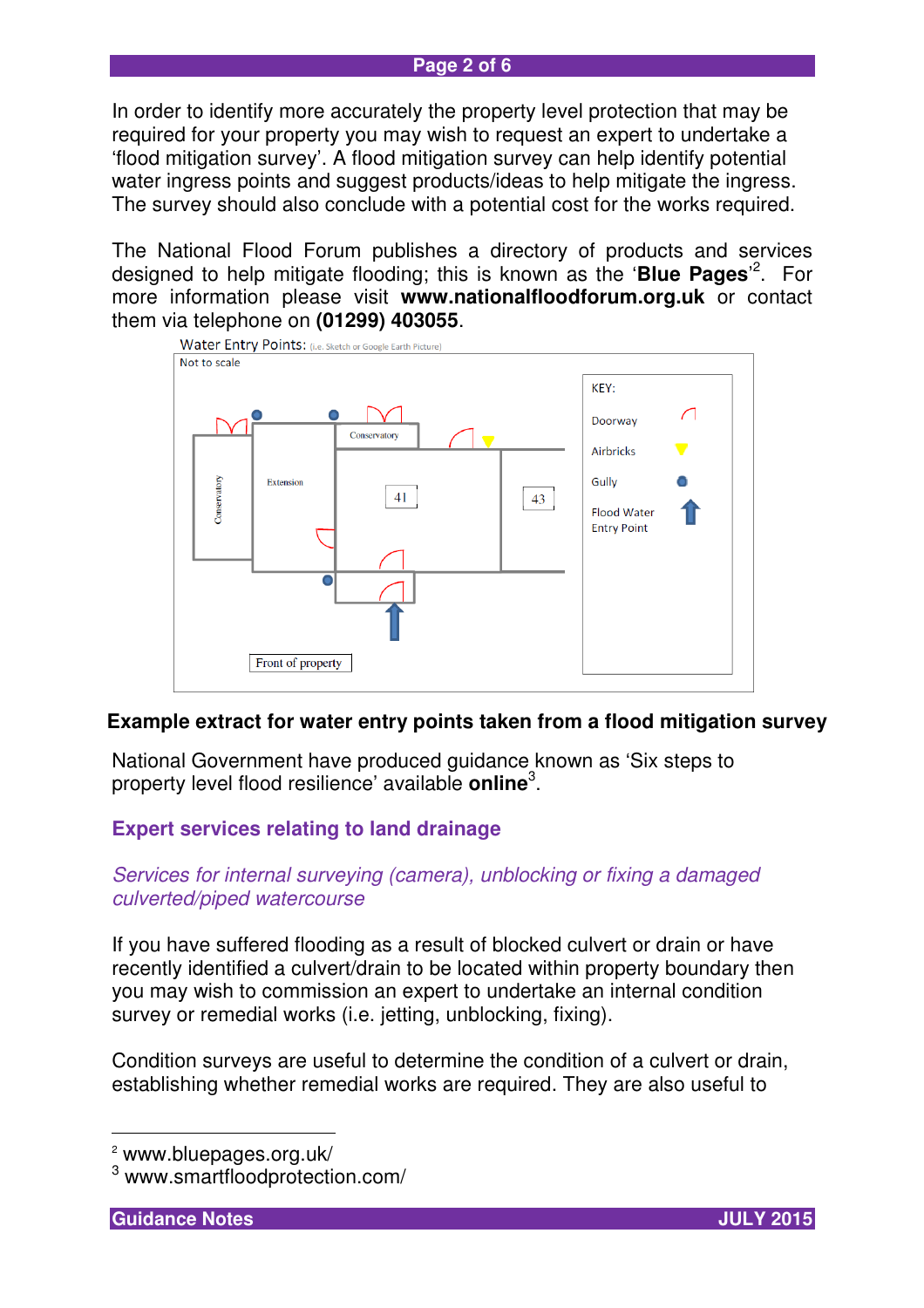In order to identify more accurately the property level protection that may be required for your property you may wish to request an expert to undertake a 'flood mitigation survey'. A flood mitigation survey can help identify potential water ingress points and suggest products/ideas to help mitigate the ingress. The survey should also conclude with a potential cost for the works required.

The National Flood Forum publishes a directory of products and services designed to help mitigate flooding; this is known as the '**Blue Pages**'[2]. For more information please visit **www.nationalfloodforum.org.uk** or contact them via telephone on **(01299) 403055**.

**Example extract for water entry points taken from a flood mitigation survey**

National Government have produced guidance known as 'Six steps to property level flood resilience' available **online**[3].

## Expert services relating to land drainage

### *Services for internal surveying (camera), unblocking or fixing a damaged culverted/piped watercourse*

If you have suffered flooding as a result of blocked culvert or drain or have recently identified a culvert/drain to be located within property boundary then you may wish to commission an expert to undertake an internal condition survey or remedial works (i.e. jetting, unblocking, fixing).

Condition surveys are useful to determine the condition of a culvert or drain, establishing whether remedial works are required. They are also useful to

---

[2] www.bluepages.org.uk/

[3] www.smartfloodprotection.com/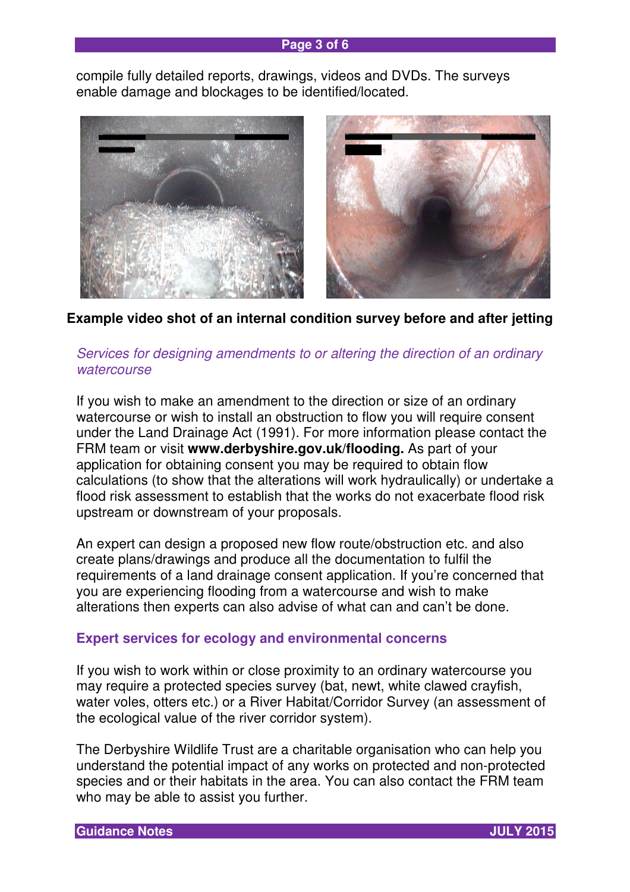compile fully detailed reports, drawings, videos and DVDs. The surveys enable damage and blockages to be identified/located.

**Example video shot of an internal condition survey before and after jetting**

### *Services for designing amendments to or altering the direction of an ordinary watercourse*

If you wish to make an amendment to the direction or size of an ordinary watercourse or wish to install an obstruction to flow you will require consent under the Land Drainage Act (1991). For more information please contact the FRM team or visit **www.derbyshire.gov.uk/flooding.** As part of your application for obtaining consent you may be required to obtain flow calculations (to show that the alterations will work hydraulically) or undertake a flood risk assessment to establish that the works do not exacerbate flood risk upstream or downstream of your proposals.

An expert can design a proposed new flow route/obstruction etc. and also create plans/drawings and produce all the documentation to fulfil the requirements of a land drainage consent application. If you're concerned that you are experiencing flooding from a watercourse and wish to make alterations then experts can also advise of what can and can't be done.

### **Expert services for ecology and environmental concerns**

If you wish to work within or close proximity to an ordinary watercourse you may require a protected species survey (bat, newt, white clawed crayfish, water voles, otters etc.) or a River Habitat/Corridor Survey (an assessment of the ecological value of the river corridor system).

The Derbyshire Wildlife Trust are a charitable organisation who can help you understand the potential impact of any works on protected and non-protected species and or their habitats in the area. You can also contact the FRM team who may be able to assist you further.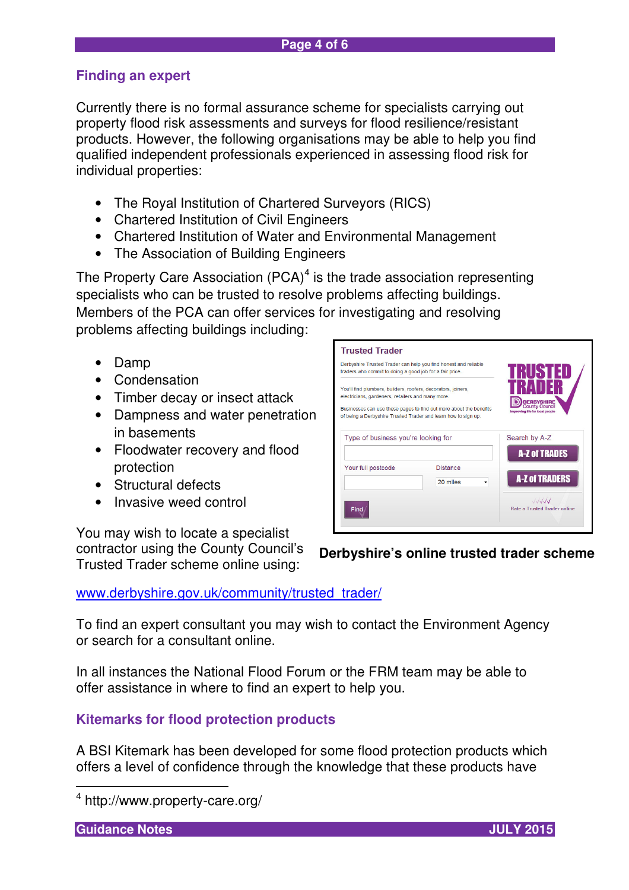## Finding an expert

Currently there is no formal assurance scheme for specialists carrying out property flood risk assessments and surveys for flood resilience/resistant products. However, the following organisations may be able to help you find qualified independent professionals experienced in assessing flood risk for individual properties:

- The Royal Institution of Chartered Surveyors (RICS)
- Chartered Institution of Civil Engineers
- Chartered Institution of Water and Environmental Management
- The Association of Building Engineers

The Property Care Association (PCA)[4] is the trade association representing specialists who can be trusted to resolve problems affecting buildings. Members of the PCA can offer services for investigating and resolving problems affecting buildings including:

- Damp
- Condensation
- Timber decay or insect attack
- Dampness and water penetration in basements
- Floodwater recovery and flood protection
- Structural defects
- Invasive weed control

You may wish to locate a specialist contractor using the County Council's Trusted Trader scheme online using:

**Derbyshire's online trusted trader scheme**

www.derbyshire.gov.uk/community/trusted_trader/

To find an expert consultant you may wish to contact the Environment Agency or search for a consultant online.

In all instances the National Flood Forum or the FRM team may be able to offer assistance in where to find an expert to help you.

## Kitemarks for flood protection products

A BSI Kitemark has been developed for some flood protection products which offers a level of confidence through the knowledge that these products have

[4] http://www.property-care.org/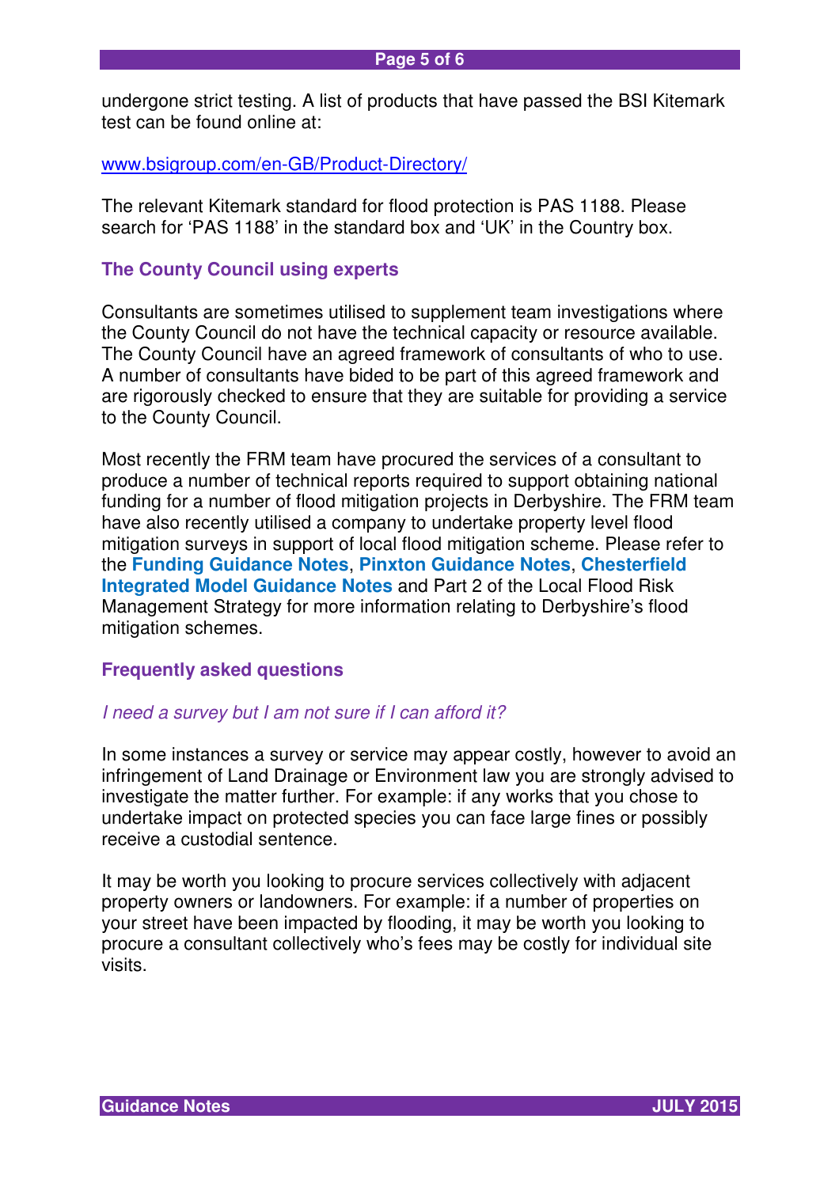undergone strict testing. A list of products that have passed the BSI Kitemark test can be found online at:

[www.bsigroup.com/en-GB/Product-Directory/](www.bsigroup.com/en-GB/Product-Directory/)

The relevant Kitemark standard for flood protection is PAS 1188. Please search for 'PAS 1188' in the standard box and 'UK' in the Country box.

## The County Council using experts

Consultants are sometimes utilised to supplement team investigations where the County Council do not have the technical capacity or resource available. The County Council have an agreed framework of consultants of who to use. A number of consultants have bided to be part of this agreed framework and are rigorously checked to ensure that they are suitable for providing a service to the County Council.

Most recently the FRM team have procured the services of a consultant to produce a number of technical reports required to support obtaining national funding for a number of flood mitigation projects in Derbyshire. The FRM team have also recently utilised a company to undertake property level flood mitigation surveys in support of local flood mitigation scheme. Please refer to the **Funding Guidance Notes**, **Pinxton Guidance Notes**, **Chesterfield Integrated Model Guidance Notes** and Part 2 of the Local Flood Risk Management Strategy for more information relating to Derbyshire's flood mitigation schemes.

## Frequently asked questions

*I need a survey but I am not sure if I can afford it?*

In some instances a survey or service may appear costly, however to avoid an infringement of Land Drainage or Environment law you are strongly advised to investigate the matter further. For example: if any works that you chose to undertake impact on protected species you can face large fines or possibly receive a custodial sentence.

It may be worth you looking to procure services collectively with adjacent property owners or landowners. For example: if a number of properties on your street have been impacted by flooding, it may be worth you looking to procure a consultant collectively who's fees may be costly for individual site visits.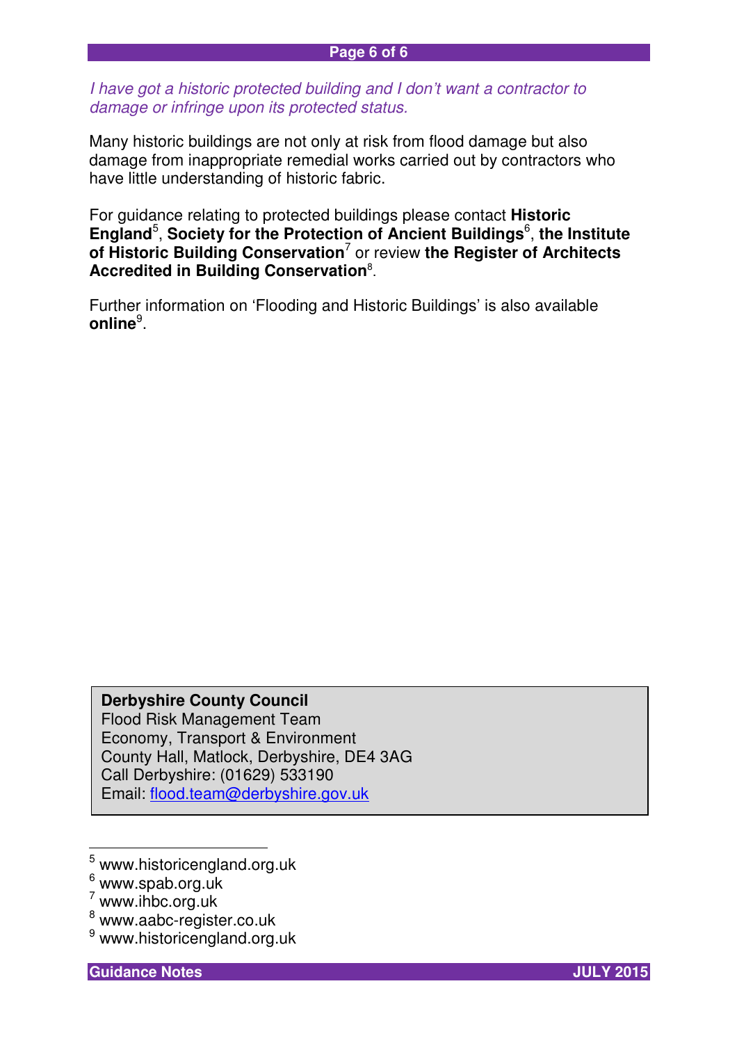*I have got a historic protected building and I don't want a contractor to damage or infringe upon its protected status.*

Many historic buildings are not only at risk from flood damage but also damage from inappropriate remedial works carried out by contractors who have little understanding of historic fabric.

For guidance relating to protected buildings please contact **Historic England**[5], **Society for the Protection of Ancient Buildings**[6], **the Institute of Historic Building Conservation**[7] or review **the Register of Architects Accredited in Building Conservation**[8].

Further information on 'Flooding and Historic Buildings' is also available **online**[9].

**Derbyshire County Council**
Flood Risk Management Team
Economy, Transport & Environment
County Hall, Matlock, Derbyshire, DE4 3AG
Call Derbyshire: (01629) 533190
Email: flood.team@derbyshire.gov.uk

---

[5] www.historicengland.org.uk
[6] www.spab.org.uk
[7] www.ihbc.org.uk
[8] www.aabc-register.co.uk
[9] www.historicengland.org.uk